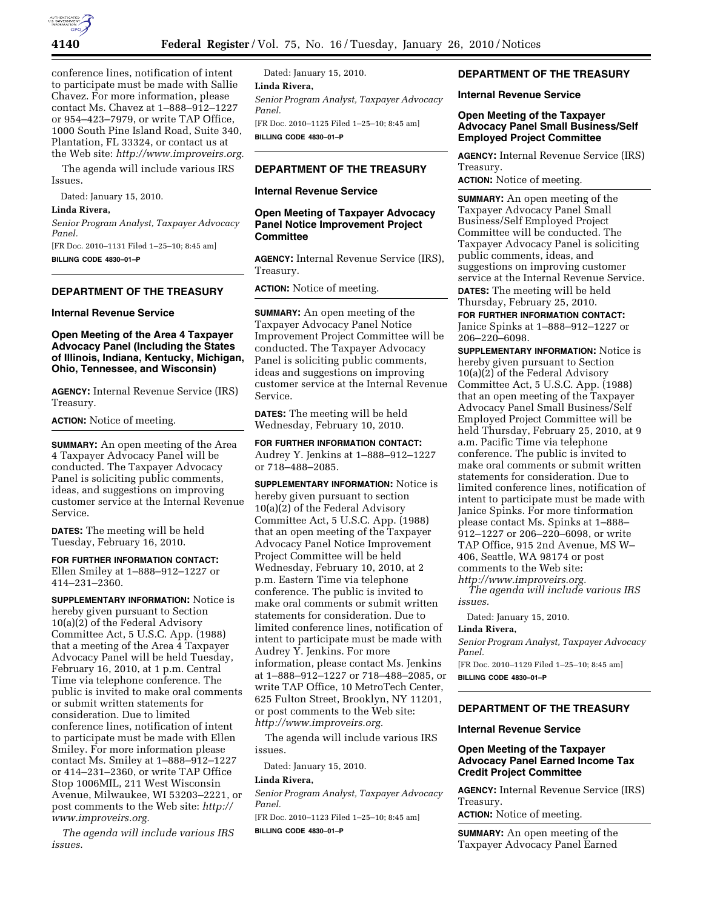conference lines, notification of intent to participate must be made with Sallie Chavez. For more information, please contact Ms. Chavez at 1–888–912–1227 or 954–423–7979, or write TAP Office, 1000 South Pine Island Road, Suite 340, Plantation, FL 33324, or contact us at the Web site: *http://www.improveirs.org.*

The agenda will include various IRS Issues.

Dated: January 15, 2010.

**Linda Rivera,**

*Senior Program Analyst, Taxpayer Advocacy Panel.*

[FR Doc. 2010–1131 Filed 1–25–10; 8:45 am]

**BILLING CODE 4830–01–P**

## DEPARTMENT OF THE TREASURY

### Internal Revenue Service

### Open Meeting of the Area 4 Taxpayer Advocacy Panel (Including the States of Illinois, Indiana, Kentucky, Michigan, Ohio, Tennessee, and Wisconsin)

**AGENCY:** Internal Revenue Service (IRS) Treasury.

**ACTION:** Notice of meeting.

**SUMMARY:** An open meeting of the Area 4 Taxpayer Advocacy Panel will be conducted. The Taxpayer Advocacy Panel is soliciting public comments, ideas, and suggestions on improving customer service at the Internal Revenue Service.

**DATES:** The meeting will be held Tuesday, February 16, 2010.

**FOR FURTHER INFORMATION CONTACT:** Ellen Smiley at 1–888–912–1227 or 414–231–2360.

**SUPPLEMENTARY INFORMATION:** Notice is hereby given pursuant to Section 10(a)(2) of the Federal Advisory Committee Act, 5 U.S.C. App. (1988) that a meeting of the Area 4 Taxpayer Advocacy Panel will be held Tuesday, February 16, 2010, at 1 p.m. Central Time via telephone conference. The public is invited to make oral comments or submit written statements for consideration. Due to limited conference lines, notification of intent to participate must be made with Ellen Smiley. For more information please contact Ms. Smiley at 1–888–912–1227 or 414–231–2360, or write TAP Office Stop 1006MIL, 211 West Wisconsin Avenue, Milwaukee, WI 53203–2221, or post comments to the Web site: *http://www.improveirs.org.*

*The agenda will include various IRS issues.*

Dated: January 15, 2010.

**Linda Rivera,**

*Senior Program Analyst, Taxpayer Advocacy Panel.*

[FR Doc. 2010–1125 Filed 1–25–10; 8:45 am]

**BILLING CODE 4830–01–P**

## DEPARTMENT OF THE TREASURY

### Internal Revenue Service

### Open Meeting of Taxpayer Advocacy Panel Notice Improvement Project Committee

**AGENCY:** Internal Revenue Service (IRS), Treasury.

**ACTION:** Notice of meeting.

**SUMMARY:** An open meeting of the Taxpayer Advocacy Panel Notice Improvement Project Committee will be conducted. The Taxpayer Advocacy Panel is soliciting public comments, ideas and suggestions on improving customer service at the Internal Revenue Service.

**DATES:** The meeting will be held Wednesday, February 10, 2010.

**FOR FURTHER INFORMATION CONTACT:** Audrey Y. Jenkins at 1–888–912–1227 or 718–488–2085.

**SUPPLEMENTARY INFORMATION:** Notice is hereby given pursuant to section 10(a)(2) of the Federal Advisory Committee Act, 5 U.S.C. App. (1988) that an open meeting of the Taxpayer Advocacy Panel Notice Improvement Project Committee will be held Wednesday, February 10, 2010, at 2 p.m. Eastern Time via telephone conference. The public is invited to make oral comments or submit written statements for consideration. Due to limited conference lines, notification of intent to participate must be made with Audrey Y. Jenkins. For more information, please contact Ms. Jenkins at 1–888–912–1227 or 718–488–2085, or write TAP Office, 10 MetroTech Center, 625 Fulton Street, Brooklyn, NY 11201, or post comments to the Web site: *http://www.improveirs.org.*

The agenda will include various IRS issues.

Dated: January 15, 2010.

**Linda Rivera,**

*Senior Program Analyst, Taxpayer Advocacy Panel.*

[FR Doc. 2010–1123 Filed 1–25–10; 8:45 am]

**BILLING CODE 4830–01–P**

## DEPARTMENT OF THE TREASURY

### Internal Revenue Service

### Open Meeting of the Taxpayer Advocacy Panel Small Business/Self Employed Project Committee

**AGENCY:** Internal Revenue Service (IRS) Treasury.

**ACTION:** Notice of meeting.

**SUMMARY:** An open meeting of the Taxpayer Advocacy Panel Small Business/Self Employed Project Committee will be conducted. The Taxpayer Advocacy Panel is soliciting public comments, ideas, and suggestions on improving customer service at the Internal Revenue Service.

**DATES:** The meeting will be held Thursday, February 25, 2010.

**FOR FURTHER INFORMATION CONTACT:** Janice Spinks at 1–888–912–1227 or 206–220–6098.

**SUPPLEMENTARY INFORMATION:** Notice is hereby given pursuant to Section 10(a)(2) of the Federal Advisory Committee Act, 5 U.S.C. App. (1988) that an open meeting of the Taxpayer Advocacy Panel Small Business/Self Employed Project Committee will be held Thursday, February 25, 2010, at 9 a.m. Pacific Time via telephone conference. The public is invited to make oral comments or submit written statements for consideration. Due to limited conference lines, notification of intent to participate must be made with Janice Spinks. For more tinformation please contact Ms. Spinks at 1–888–912–1227 or 206–220–6098, or write TAP Office, 915 2nd Avenue, MS W–406, Seattle, WA 98174 or post comments to the Web site: *http://www.improveirs.org.*

*The agenda will include various IRS issues.*

Dated: January 15, 2010.

**Linda Rivera,**

*Senior Program Analyst, Taxpayer Advocacy Panel.*

[FR Doc. 2010–1129 Filed 1–25–10; 8:45 am]

**BILLING CODE 4830–01–P**

## DEPARTMENT OF THE TREASURY

### Internal Revenue Service

### Open Meeting of the Taxpayer Advocacy Panel Earned Income Tax Credit Project Committee

**AGENCY:** Internal Revenue Service (IRS) Treasury.

**ACTION:** Notice of meeting.

**SUMMARY:** An open meeting of the Taxpayer Advocacy Panel Earned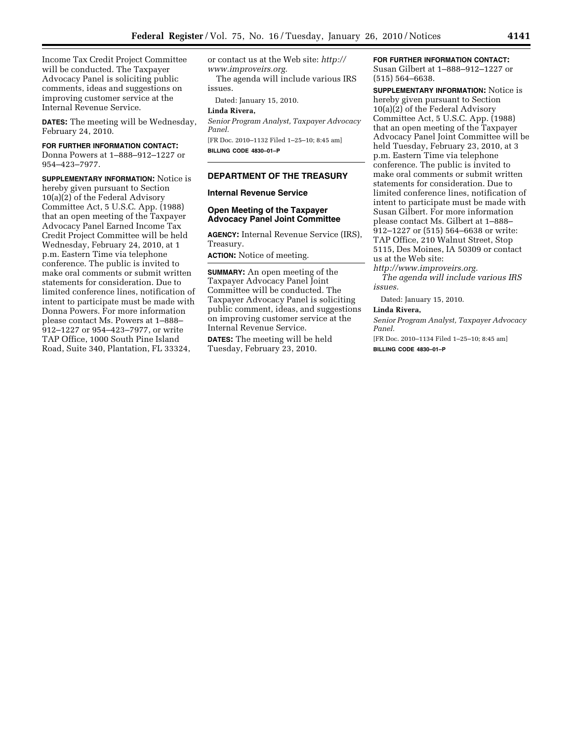Income Tax Credit Project Committee will be conducted. The Taxpayer Advocacy Panel is soliciting public comments, ideas and suggestions on improving customer service at the Internal Revenue Service.

**DATES:** The meeting will be Wednesday, February 24, 2010.

**FOR FURTHER INFORMATION CONTACT:** Donna Powers at 1–888–912–1227 or 954–423–7977.

**SUPPLEMENTARY INFORMATION:** Notice is hereby given pursuant to Section 10(a)(2) of the Federal Advisory Committee Act, 5 U.S.C. App. (1988) that an open meeting of the Taxpayer Advocacy Panel Earned Income Tax Credit Project Committee will be held Wednesday, February 24, 2010, at 1 p.m. Eastern Time via telephone conference. The public is invited to make oral comments or submit written statements for consideration. Due to limited conference lines, notification of intent to participate must be made with Donna Powers. For more information please contact Ms. Powers at 1–888–912–1227 or 954–423–7977, or write TAP Office, 1000 South Pine Island Road, Suite 340, Plantation, FL 33324, or contact us at the Web site: *http://www.improveirs.org.*

The agenda will include various IRS issues.

Dated: January 15, 2010.

**Linda Rivera,**

*Senior Program Analyst, Taxpayer Advocacy Panel.*

[FR Doc. 2010–1132 Filed 1–25–10; 8:45 am]

**BILLING CODE 4830–01–P**

## DEPARTMENT OF THE TREASURY

### Internal Revenue Service

### Open Meeting of the Taxpayer Advocacy Panel Joint Committee

**AGENCY:** Internal Revenue Service (IRS), Treasury.

**ACTION:** Notice of meeting.

**SUMMARY:** An open meeting of the Taxpayer Advocacy Panel Joint Committee will be conducted. The Taxpayer Advocacy Panel is soliciting public comment, ideas, and suggestions on improving customer service at the Internal Revenue Service.

**DATES:** The meeting will be held Tuesday, February 23, 2010.

**FOR FURTHER INFORMATION CONTACT:** Susan Gilbert at 1–888–912–1227 or (515) 564–6638.

**SUPPLEMENTARY INFORMATION:** Notice is hereby given pursuant to Section 10(a)(2) of the Federal Advisory Committee Act, 5 U.S.C. App. (1988) that an open meeting of the Taxpayer Advocacy Panel Joint Committee will be held Tuesday, February 23, 2010, at 3 p.m. Eastern Time via telephone conference. The public is invited to make oral comments or submit written statements for consideration. Due to limited conference lines, notification of intent to participate must be made with Susan Gilbert. For more information please contact Ms. Gilbert at 1–888–912–1227 or (515) 564–6638 or write: TAP Office, 210 Walnut Street, Stop 5115, Des Moines, IA 50309 or contact us at the Web site: *http://www.improveirs.org.*

*The agenda will include various IRS issues.*

Dated: January 15, 2010.

**Linda Rivera,**

*Senior Program Analyst, Taxpayer Advocacy Panel.*

[FR Doc. 2010–1134 Filed 1–25–10; 8:45 am]

**BILLING CODE 4830–01–P**